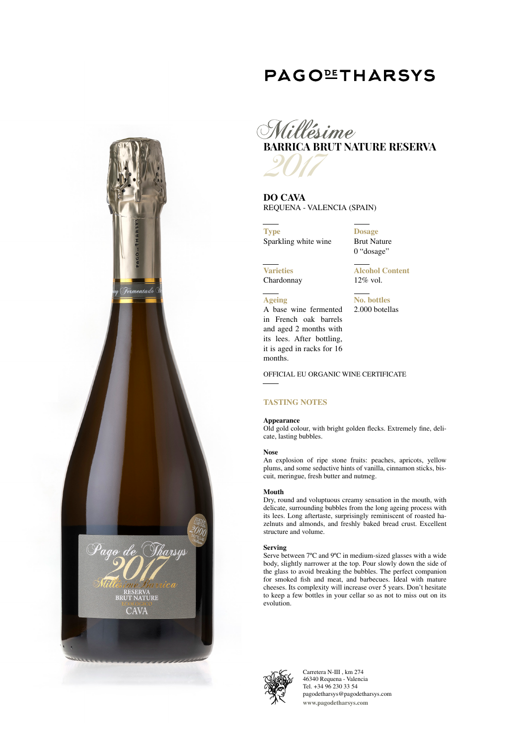# PAGO DE THARSYS

## *Millésime*

## BARRICA BRUT NATURE RESERVA

*2017*

**DO CAVA**
REQUENA - VALENCIA (SPAIN)

**Type**
Sparkling white wine

**Dosage**
Brut Nature
0 "dosage"

**Varieties**
Chardonnay

**Alcohol Content**
12% vol.

**Ageing**
A base wine fermented in French oak barrels and aged 2 months with its lees. After bottling, it is aged in racks for 16 months.

**No. bottles**
2.000 botellas

OFFICIAL EU ORGANIC WINE CERTIFICATE

### TASTING NOTES

**Appearance**
Old gold colour, with bright golden flecks. Extremely fine, delicate, lasting bubbles.

**Nose**
An explosion of ripe stone fruits: peaches, apricots, yellow plums, and some seductive hints of vanilla, cinnamon sticks, biscuit, meringue, fresh butter and nutmeg.

**Mouth**
Dry, round and voluptuous creamy sensation in the mouth, with delicate, surrounding bubbles from the long ageing process with its lees. Long aftertaste, surprisingly reminiscent of roasted hazelnuts and almonds, and freshly baked bread crust. Excellent structure and volume.

**Serving**
Serve between 7ºC and 9ºC in medium-sized glasses with a wide body, slightly narrower at the top. Pour slowly down the side of the glass to avoid breaking the bubbles. The perfect companion for smoked fish and meat, and barbecues. Ideal with mature cheeses. Its complexity will increase over 5 years. Don't hesitate to keep a few bottles in your cellar so as not to miss out on its evolution.

Carretera N-III , km 274
46340 Requena - Valencia
Tel. +34 96 230 33 54
pagodetharsys@pagodetharsys.com
www.pagodetharsys.com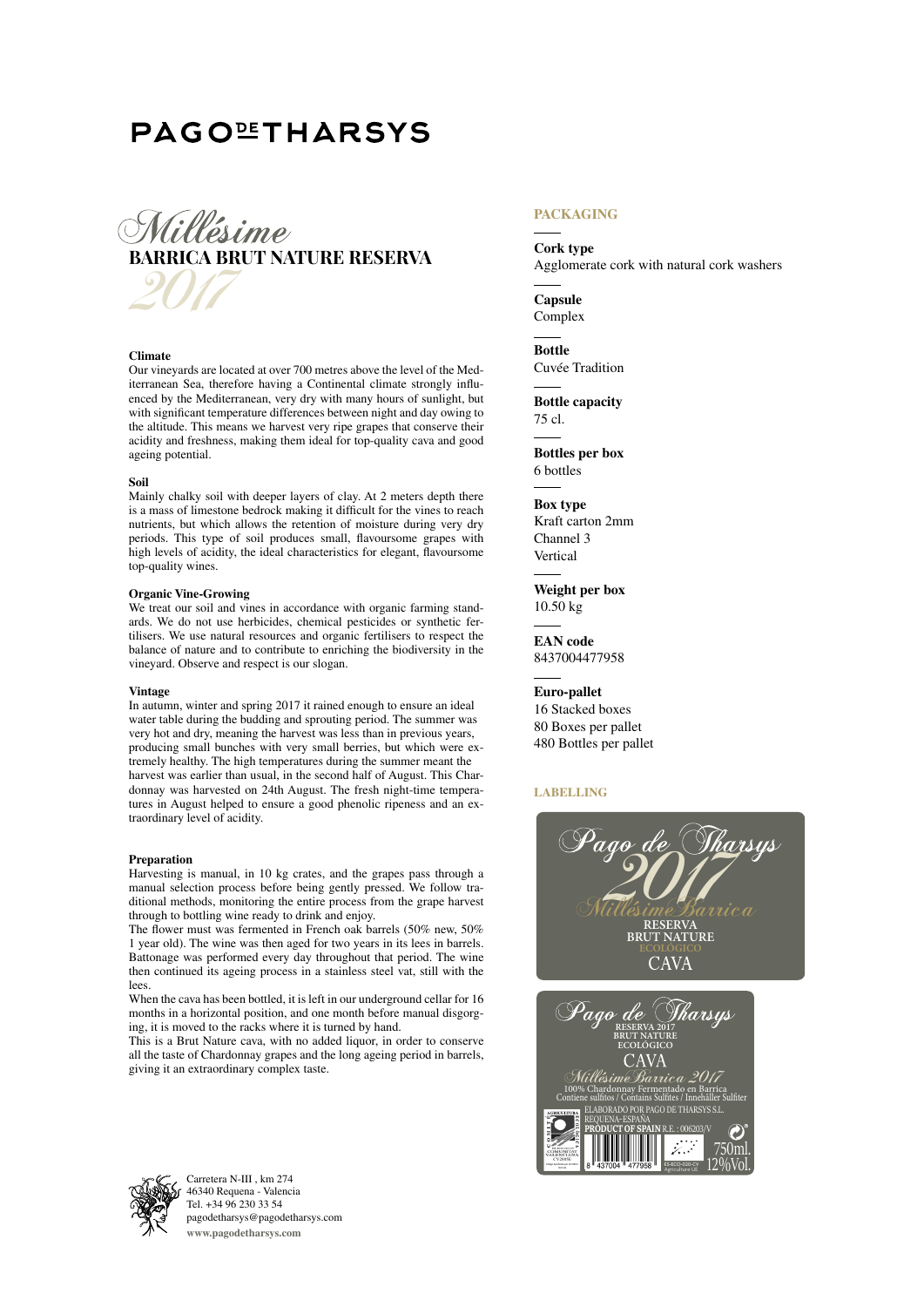# PAGO DE THARSYS

## Millésime
## BARRICA BRUT NATURE RESERVA
## 2017

**Climate**
Our vineyards are located at over 700 metres above the level of the Mediterranean Sea, therefore having a Continental climate strongly influenced by the Mediterranean, very dry with many hours of sunlight, but with significant temperature differences between night and day owing to the altitude. This means we harvest very ripe grapes that conserve their acidity and freshness, making them ideal for top-quality cava and good ageing potential.

**Soil**
Mainly chalky soil with deeper layers of clay. At 2 meters depth there is a mass of limestone bedrock making it difficult for the vines to reach nutrients, but which allows the retention of moisture during very dry periods. This type of soil produces small, flavoursome grapes with high levels of acidity, the ideal characteristics for elegant, flavoursome top-quality wines.

**Organic Vine-Growing**
We treat our soil and vines in accordance with organic farming standards. We do not use herbicides, chemical pesticides or synthetic fertilisers. We use natural resources and organic fertilisers to respect the balance of nature and to contribute to enriching the biodiversity in the vineyard. Observe and respect is our slogan.

**Vintage**
In autumn, winter and spring 2017 it rained enough to ensure an ideal water table during the budding and sprouting period. The summer was very hot and dry, meaning the harvest was less than in previous years, producing small bunches with very small berries, but which were extremely healthy. The high temperatures during the summer meant the harvest was earlier than usual, in the second half of August. This Chardonnay was harvested on 24th August. The fresh night-time temperatures in August helped to ensure a good phenolic ripeness and an extraordinary level of acidity.

**Preparation**
Harvesting is manual, in 10 kg crates, and the grapes pass through a manual selection process before being gently pressed. We follow traditional methods, monitoring the entire process from the grape harvest through to bottling wine ready to drink and enjoy.
The flower must was fermented in French oak barrels (50% new, 50% 1 year old). The wine was then aged for two years in its lees in barrels. Battonage was performed every day throughout that period. The wine then continued its ageing process in a stainless steel vat, still with the lees.
When the cava has been bottled, it is left in our underground cellar for 16 months in a horizontal position, and one month before manual disgorging, it is moved to the racks where it is turned by hand.
This is a Brut Nature cava, with no added liquor, in order to conserve all the taste of Chardonnay grapes and the long ageing period in barrels, giving it an extraordinary complex taste.

### PACKAGING

**Cork type**
Agglomerate cork with natural cork washers

**Capsule**
Complex

**Bottle**
Cuvée Tradition

**Bottle capacity**
75 cl.

**Bottles per box**
6 bottles

**Box type**
Kraft carton 2mm
Channel 3
Vertical

**Weight per box**
10.50 kg

**EAN code**
8437004477958

**Euro-pallet**
16 Stacked boxes
80 Boxes per pallet
480 Bottles per pallet

### LABELLING

Pago de Tharsys
2017
Millésime Barrica
RESERVA
BRUT NATURE
ECOLÓGICO
CAVA

Pago de Tharsys
RESERVA 2017
BRUT NATURE
ECOLÓGICO
CAVA
Millésime Barrica 2017
100% Chardonnay Fermentado en Barrica
Contiene sulfitos / Contains Sulfites / Innehåller Sulfiter
ELABORADO POR PAGO DE THARSYS S.L.
REQUENA-ESPAÑA
PRODUCT OF SPAIN R.E.: 006203/V
8 437004 477958
ES-ECO-020-CV
Agricultura UE
750ml.
12%Vol.

Carretera N-III , km 274
46340 Requena - Valencia
Tel. +34 96 230 33 54
pagodetharsys@pagodetharsys.com
www.pagodetharsys.com